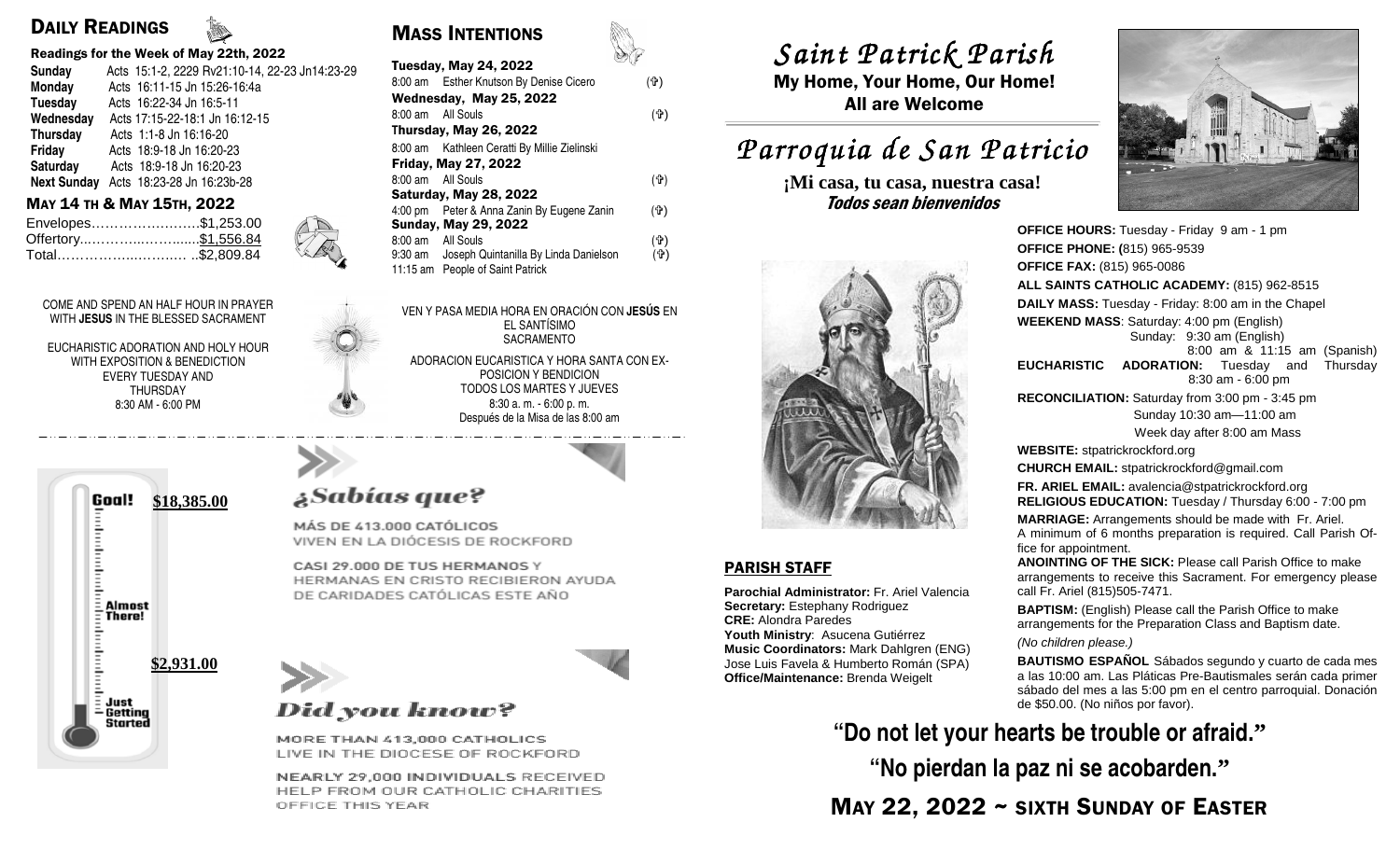## DAILY READINGS

**Readings for the Week of May 22th, 2022**

| | |
|---|---|
| **Sunday** | Acts 15:1-2, 2229 Rv21:10-14, 22-23 Jn14:23-29 |
| **Monday** | Acts 16:11-15 Jn 15:26-16:4a |
| **Tuesday** | Acts 16:22-34 Jn 16:5-11 |
| **Wednesday** | Acts 17:15-22-18:1 Jn 16:12-15 |
| **Thursday** | Acts 1:1-8 Jn 16:16-20 |
| **Friday** | Acts 18:9-18 Jn 16:20-23 |
| **Saturday** | Acts 18:9-18 Jn 16:20-23 |
| **Next Sunday** | Acts 18:23-28 Jn 16:23b-28 |

## MAY 14 TH & MAY 15TH, 2022

Envelopes……………………$1,253.00
Offertory...………...……......$1,556.84
Total…………….....……… ..$2,809.84

## MASS INTENTIONS

**Tuesday, May 24, 2022**
8:00 am Esther Knutson By Denise Cicero (✞)

**Wednesday, May 25, 2022**
8:00 am All Souls (✞)

**Thursday, May 26, 2022**
8:00 am Kathleen Ceratti By Millie Zielinski

**Friday, May 27, 2022**
8:00 am All Souls (✞)

**Saturday, May 28, 2022**
4:00 pm Peter & Anna Zanin By Eugene Zanin (✞)

**Sunday, May 29, 2022**
8:00 am All Souls (✞)
9:30 am Joseph Quintanilla By Linda Danielson (✞)
11:15 am People of Saint Patrick

COME AND SPEND AN HALF HOUR IN PRAYER WITH **JESUS** IN THE BLESSED SACRAMENT

EUCHARISTIC ADORATION AND HOLY HOUR WITH EXPOSITION & BENEDICTION EVERY TUESDAY AND THURSDAY 8:30 AM - 6:00 PM

VEN Y PASA MEDIA HORA EN ORACIÓN CON **JESÚS** EN EL SANTÍSIMO SACRAMENTO

ADORACION EUCARISTICA Y HORA SANTA CON EXPOSICION Y BENDICION TODOS LOS MARTES Y JUEVES 8:30 a. m. - 6:00 p. m. Después de la Misa de las 8:00 am

Goal! **$18,385.00**

Almost There!

**$2,931.00**

Just Getting Started

### ¿Sabías que?

MÁS DE 413.000 CATÓLICOS VIVEN EN LA DIÓCESIS DE ROCKFORD

CASI 29.000 DE TUS HERMANOS Y HERMANAS EN CRISTO RECIBIERON AYUDA DE CARIDADES CATÓLICAS ESTE AÑO

### Did you know?

MORE THAN 413,000 CATHOLICS LIVE IN THE DIOCESE OF ROCKFORD

NEARLY 29,000 INDIVIDUALS RECEIVED HELP FROM OUR CATHOLIC CHARITIES OFFICE THIS YEAR

# *Saint Patrick Parish*

**My Home, Your Home, Our Home!**
**All are Welcome**

# *Parroquia de San Patricio*

**¡Mi casa, tu casa, nuestra casa!**
***Todos sean bienvenidos***

### PARISH STAFF

**Parochial Administrator:** Fr. Ariel Valencia
**Secretary:** Estephany Rodriguez
**CRE:** Alondra Paredes
**Youth Ministry**: Asucena Gutiérrez
**Music Coordinators:** Mark Dahlgren (ENG)
Jose Luis Favela & Humberto Román (SPA)
**Office/Maintenance:** Brenda Weigelt

**OFFICE HOURS:** Tuesday - Friday 9 am - 1 pm
**OFFICE PHONE:** (815) 965-9539
**OFFICE FAX:** (815) 965-0086
**ALL SAINTS CATHOLIC ACADEMY:** (815) 962-8515
**DAILY MASS:** Tuesday - Friday: 8:00 am in the Chapel
**WEEKEND MASS**: Saturday: 4:00 pm (English)
Sunday: 9:30 am (English)
8:00 am & 11:15 am (Spanish)
**EUCHARISTIC ADORATION:** Tuesday and Thursday 8:30 am - 6:00 pm
**RECONCILIATION:** Saturday from 3:00 pm - 3:45 pm
Sunday 10:30 am—11:00 am
Week day after 8:00 am Mass
**WEBSITE:** stpatrickrockford.org
**CHURCH EMAIL:** stpatrickrockford@gmail.com
**FR. ARIEL EMAIL:** avalencia@stpatrickrockford.org
**RELIGIOUS EDUCATION:** Tuesday / Thursday 6:00 - 7:00 pm
**MARRIAGE:** Arrangements should be made with Fr. Ariel. A minimum of 6 months preparation is required. Call Parish Office for appointment.
**ANOINTING OF THE SICK:** Please call Parish Office to make arrangements to receive this Sacrament. For emergency please call Fr. Ariel (815)505-7471.
**BAPTISM:** (English) Please call the Parish Office to make arrangements for the Preparation Class and Baptism date.
*(No children please.)*
**BAUTISMO ESPAÑOL** Sábados segundo y cuarto de cada mes a las 10:00 am. Las Pláticas Pre-Bautismales serán cada primer sábado del mes a las 5:00 pm en el centro parroquial. Donación de $50.00. (No niños por favor).

## "Do not let your hearts be trouble or afraid."

## "No pierdan la paz ni se acobarden."

## MAY 22, 2022 ~ SIXTH SUNDAY OF EASTER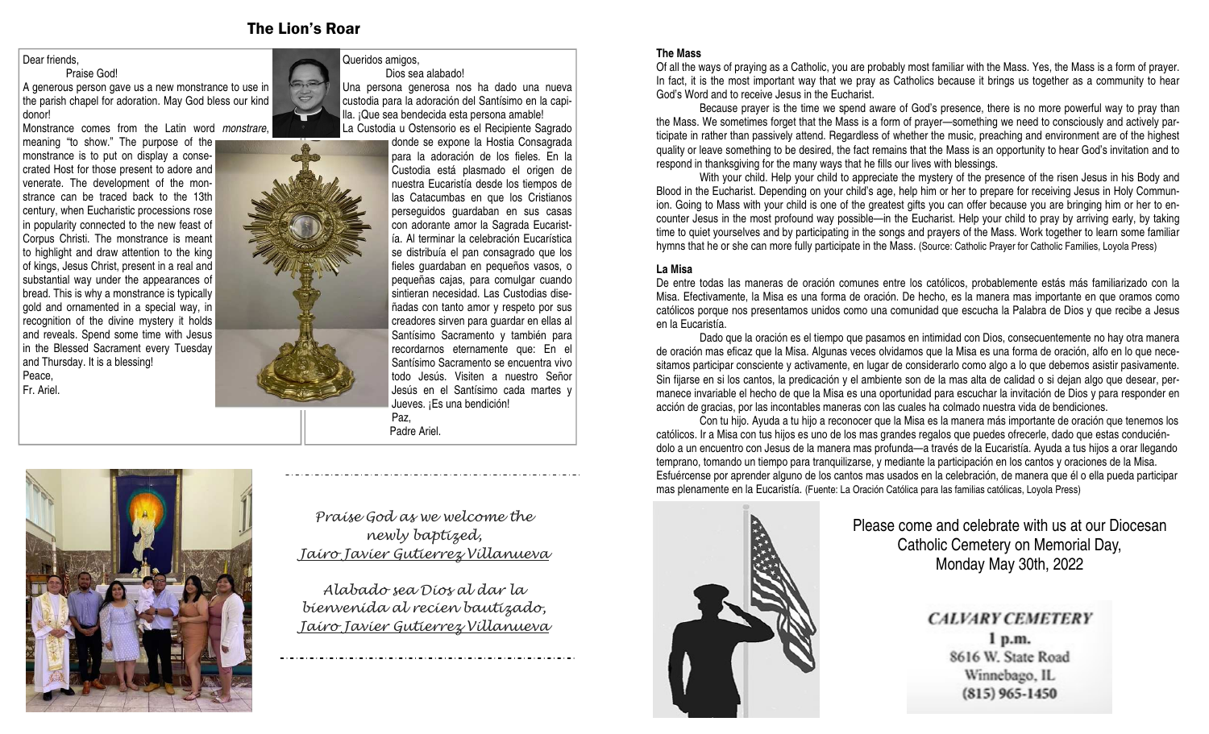# The Lion's Roar

Dear friends,

Praise God!

A generous person gave us a new monstrance to use in the parish chapel for adoration. May God bless our kind donor!

Monstrance comes from the Latin word *monstrare*, meaning "to show." The purpose of the monstrance is to put on display a consecrated Host for those present to adore and venerate. The development of the monstrance can be traced back to the 13th century, when Eucharistic processions rose in popularity connected to the new feast of Corpus Christi. The monstrance is meant to highlight and draw attention to the king of kings, Jesus Christ, present in a real and substantial way under the appearances of bread. This is why a monstrance is typically gold and ornamented in a special way, in recognition of the divine mystery it holds and reveals. Spend some time with Jesus in the Blessed Sacrament every Tuesday and Thursday. It is a blessing!

Peace,

Fr. Ariel.

Queridos amigos,

Dios sea alabado!

Una persona generosa nos ha dado una nueva custodia para la adoración del Santísimo en la capilla. ¡Que sea bendecida esta persona amable!

La Custodia u Ostensorio es el Recipiente Sagrado donde se expone la Hostia Consagrada para la adoración de los fieles. En la Custodia está plasmado el origen de nuestra Eucaristía desde los tiempos de las Catacumbas en que los Cristianos perseguidos guardaban en sus casas con adorante amor la Sagrada Eucaristía. Al terminar la celebración Eucarística se distribuía el pan consagrado que los fieles guardaban en pequeños vasos, o pequeñas cajas, para comulgar cuando sintieran necesidad. Las Custodias diseñadas con tanto amor y respeto por sus creadores sirven para guardar en ellas al Santísimo Sacramento y también para recordarnos eternamente que: En el Santísimo Sacramento se encuentra vivo todo Jesús. Visiten a nuestro Señor Jesús en el Santísimo cada martes y Jueves. ¡Es una bendición!

Paz,

Padre Ariel.

*Praise God as we welcome the newly baptized,*
*Jairo Javier Gutierrez Villanueva*

*Alabado sea Dios al dar la bienvenida al recien bautizado,*
*Jairo Javier Gutierrez Villanueva*

### The Mass

Of all the ways of praying as a Catholic, you are probably most familiar with the Mass. Yes, the Mass is a form of prayer. In fact, it is the most important way that we pray as Catholics because it brings us together as a community to hear God's Word and to receive Jesus in the Eucharist.

Because prayer is the time we spend aware of God's presence, there is no more powerful way to pray than the Mass. We sometimes forget that the Mass is a form of prayer—something we need to consciously and actively participate in rather than passively attend. Regardless of whether the music, preaching and environment are of the highest quality or leave something to be desired, the fact remains that the Mass is an opportunity to hear God's invitation and to respond in thanksgiving for the many ways that he fills our lives with blessings.

With your child. Help your child to appreciate the mystery of the presence of the risen Jesus in his Body and Blood in the Eucharist. Depending on your child's age, help him or her to prepare for receiving Jesus in Holy Communion. Going to Mass with your child is one of the greatest gifts you can offer because you are bringing him or her to encounter Jesus in the most profound way possible—in the Eucharist. Help your child to pray by arriving early, by taking time to quiet yourselves and by participating in the songs and prayers of the Mass. Work together to learn some familiar hymns that he or she can more fully participate in the Mass. (Source: Catholic Prayer for Catholic Families, Loyola Press)

### La Misa

De entre todas las maneras de oración comunes entre los católicos, probablemente estás más familiarizado con la Misa. Efectivamente, la Misa es una forma de oración. De hecho, es la manera mas importante en que oramos como católicos porque nos presentamos unidos como una comunidad que escucha la Palabra de Dios y que recibe a Jesus en la Eucaristía.

Dado que la oración es el tiempo que pasamos en intimidad con Dios, consecuentemente no hay otra manera de oración mas eficaz que la Misa. Algunas veces olvidamos que la Misa es una forma de oración, alfo en lo que necesitamos participar consciente y activamente, en lugar de considerarlo como algo a lo que debemos asistir pasivamente. Sin fijarse en si los cantos, la predicación y el ambiente son de la mas alta de calidad o si dejan algo que desear, permanece invariable el hecho de que la Misa es una oportunidad para escuchar la invitación de Dios y para responder en acción de gracias, por las incontables maneras con las cuales ha colmado nuestra vida de bendiciones.

Con tu hijo. Ayuda a tu hijo a reconocer que la Misa es la manera más importante de oración que tenemos los católicos. Ir a Misa con tus hijos es uno de los mas grandes regalos que puedes ofrecerle, dado que estas conduciéndolo a un encuentro con Jesus de la manera mas profunda—a través de la Eucaristía. Ayuda a tus hijos a orar llegando temprano, tomando un tiempo para tranquilizarse, y mediante la participación en los cantos y oraciones de la Misa. Esfuércense por aprender alguno de los cantos mas usados en la celebración, de manera que él o ella pueda participar mas plenamente en la Eucaristía. (Fuente: La Oración Católica para las familias católicas, Loyola Press)

Please come and celebrate with us at our Diocesan Catholic Cemetery on Memorial Day, Monday May 30th, 2022

**CALVARY CEMETERY**
1 p.m.
8616 W. State Road
Winnebago, IL
(815) 965-1450